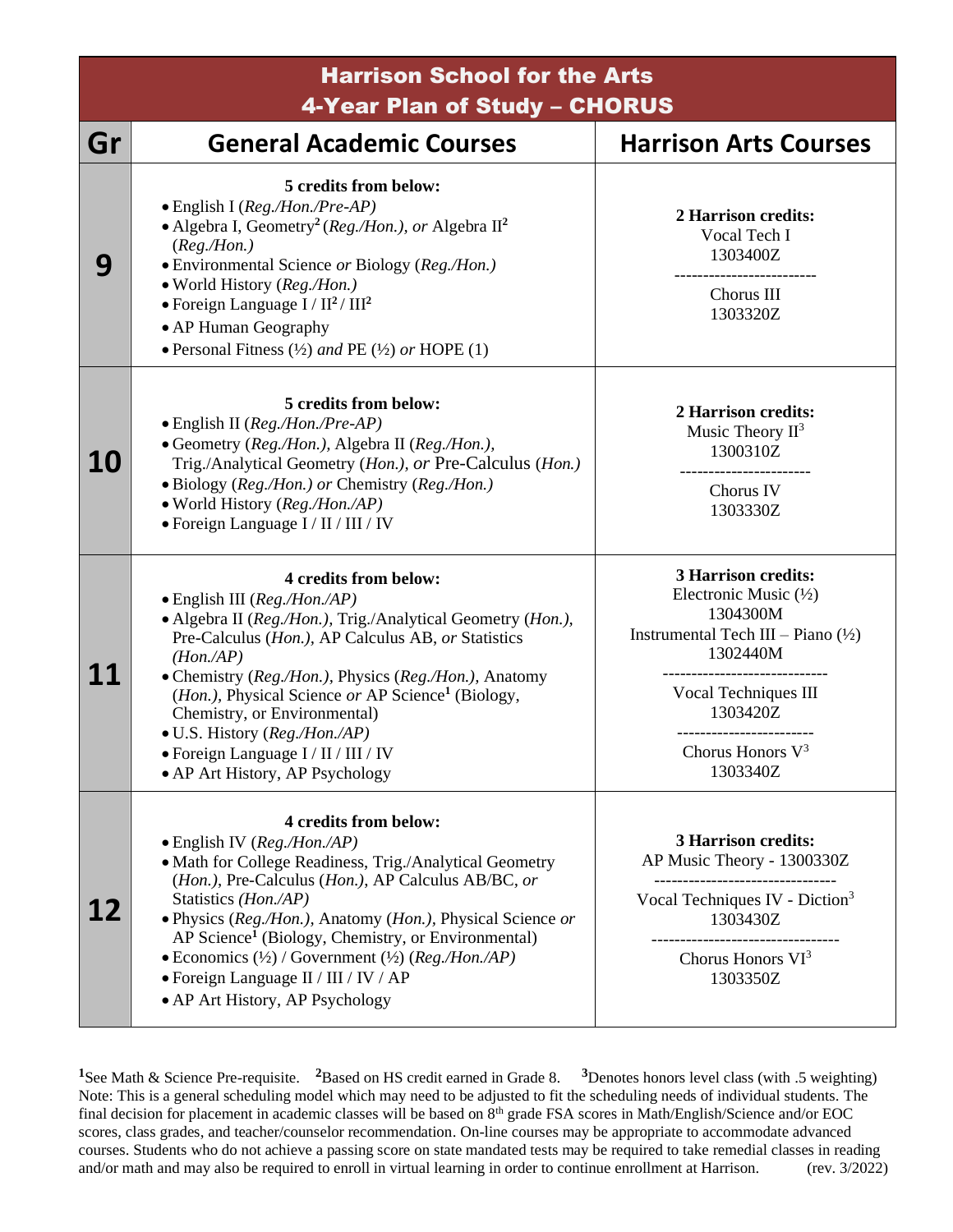# Harrison School for the Arts
## 4-Year Plan of Study – CHORUS

| Gr | General Academic Courses | Harrison Arts Courses |
|---|---|---|
| 9 | **5 credits from below:**<br>• English I *(Reg./Hon./Pre-AP)*<br>• Algebra I, Geometry[2] *(Reg./Hon.), or* Algebra II[2] *(Reg./Hon.)*<br>• Environmental Science *or* Biology *(Reg./Hon.)*<br>• World History *(Reg./Hon.)*<br>• Foreign Language I / II[2] / III[2]<br>• AP Human Geography<br>• Personal Fitness (½) *and* PE (½) *or* HOPE (1) | **2 Harrison credits:**<br>Vocal Tech I<br>1303400Z<br>-------------------------<br>Chorus III<br>1303320Z |
| 10 | **5 credits from below:**<br>• English II *(Reg./Hon./Pre-AP)*<br>• Geometry *(Reg./Hon.),* Algebra II *(Reg./Hon.),* Trig./Analytical Geometry *(Hon.), or* Pre-Calculus *(Hon.)*<br>• Biology *(Reg./Hon.) or* Chemistry *(Reg./Hon.)*<br>• World History *(Reg./Hon./AP)*<br>• Foreign Language I / II / III / IV | **2 Harrison credits:**<br>Music Theory II[3]<br>1300310Z<br>-----------------------<br>Chorus IV<br>1303330Z |
| 11 | **4 credits from below:**<br>• English III *(Reg./Hon./AP)*<br>• Algebra II *(Reg./Hon.),* Trig./Analytical Geometry *(Hon.),* Pre-Calculus *(Hon.),* AP Calculus AB, *or* Statistics *(Hon./AP)*<br>• Chemistry *(Reg./Hon.),* Physics *(Reg./Hon.),* Anatomy *(Hon.),* Physical Science *or* AP Science[1] (Biology, Chemistry, or Environmental)<br>• U.S. History *(Reg./Hon./AP)*<br>• Foreign Language I / II / III / IV<br>• AP Art History, AP Psychology | **3 Harrison credits:**<br>Electronic Music (½)<br>1304300M<br>Instrumental Tech III – Piano (½)<br>1302440M<br>-----------------------------<br>Vocal Techniques III<br>1303420Z<br>------------------------<br>Chorus Honors V[3]<br>1303340Z |
| 12 | **4 credits from below:**<br>• English IV *(Reg./Hon./AP)*<br>• Math for College Readiness, Trig./Analytical Geometry *(Hon.),* Pre-Calculus *(Hon.),* AP Calculus AB/BC, *or* Statistics *(Hon./AP)*<br>• Physics *(Reg./Hon.),* Anatomy *(Hon.),* Physical Science *or* AP Science[1] (Biology, Chemistry, or Environmental)<br>• Economics (½) / Government (½) *(Reg./Hon./AP)*<br>• Foreign Language II / III / IV / AP<br>• AP Art History, AP Psychology | **3 Harrison credits:**<br>AP Music Theory - 1300330Z<br>--------------------------------<br>Vocal Techniques IV - Diction[3]<br>1303430Z<br>---------------------------------<br>Chorus Honors VI[3]<br>1303350Z |

[1]See Math & Science Pre-requisite. [2]Based on HS credit earned in Grade 8. [3]Denotes honors level class (with .5 weighting)
Note: This is a general scheduling model which may need to be adjusted to fit the scheduling needs of individual students. The final decision for placement in academic classes will be based on 8th grade FSA scores in Math/English/Science and/or EOC scores, class grades, and teacher/counselor recommendation. On-line courses may be appropriate to accommodate advanced courses. Students who do not achieve a passing score on state mandated tests may be required to take remedial classes in reading and/or math and may also be required to enroll in virtual learning in order to continue enrollment at Harrison. (rev. 3/2022)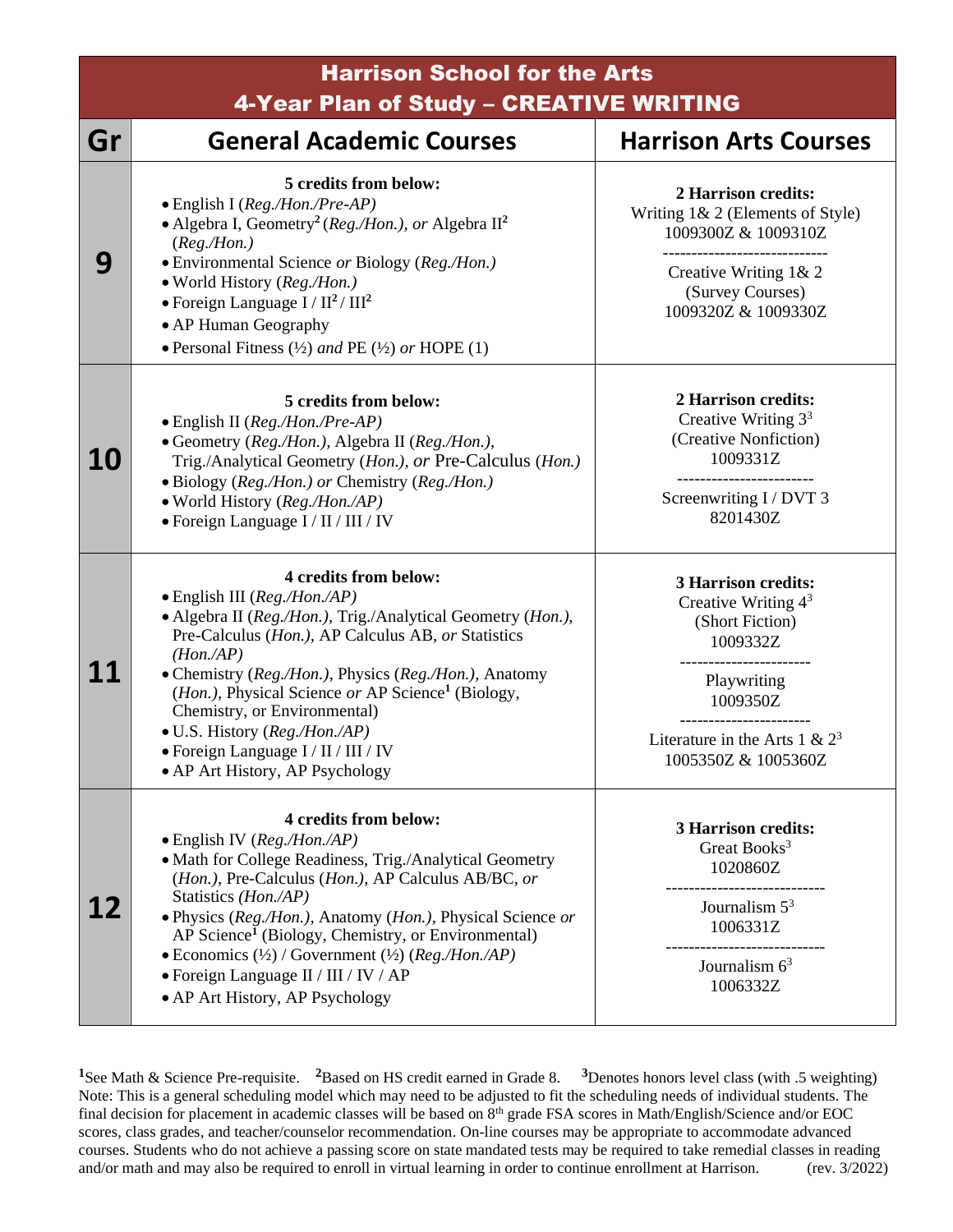# Harrison School for the Arts
## 4-Year Plan of Study – CREATIVE WRITING

| Gr | General Academic Courses | Harrison Arts Courses |
|---|---|---|
| 9 | **5 credits from below:**<br>• English I (*Reg./Hon./Pre-AP*)<br>• Algebra I, Geometry[2] (*Reg./Hon.*), *or* Algebra II[2] (*Reg./Hon.*)<br>• Environmental Science *or* Biology (*Reg./Hon.*)<br>• World History (*Reg./Hon.*)<br>• Foreign Language I / II[2] / III[2]<br>• AP Human Geography<br>• Personal Fitness (½) *and* PE (½) *or* HOPE (1) | **2 Harrison credits:**<br>Writing 1& 2 (Elements of Style)<br>1009300Z & 1009310Z<br>-----------------------------<br>Creative Writing 1& 2<br>(Survey Courses)<br>1009320Z & 1009330Z |
| 10 | **5 credits from below:**<br>• English II (*Reg./Hon./Pre-AP*)<br>• Geometry (*Reg./Hon.*), Algebra II (*Reg./Hon.*), Trig./Analytical Geometry (*Hon.*), *or* Pre-Calculus (*Hon.*)<br>• Biology (*Reg./Hon.*) *or* Chemistry (*Reg./Hon.*)<br>• World History (*Reg./Hon./AP*)<br>• Foreign Language I / II / III / IV | **2 Harrison credits:**<br>Creative Writing 3[3]<br>(Creative Nonfiction)<br>1009331Z<br>------------------------<br>Screenwriting I / DVT 3<br>8201430Z |
| 11 | **4 credits from below:**<br>• English III (*Reg./Hon./AP*)<br>• Algebra II (*Reg./Hon.*), Trig./Analytical Geometry (*Hon.*), Pre-Calculus (*Hon.*), AP Calculus AB, *or* Statistics (*Hon./AP*)<br>• Chemistry (*Reg./Hon.*), Physics (*Reg./Hon.*), Anatomy (*Hon.*), Physical Science *or* AP Science[1] (Biology, Chemistry, or Environmental)<br>• U.S. History (*Reg./Hon./AP*)<br>• Foreign Language I / II / III / IV<br>• AP Art History, AP Psychology | **3 Harrison credits:**<br>Creative Writing 4[3]<br>(Short Fiction)<br>1009332Z<br>----------------------<br>Playwriting<br>1009350Z<br>----------------------<br>Literature in the Arts 1 & 2[3]<br>1005350Z & 1005360Z |
| 12 | **4 credits from below:**<br>• English IV (*Reg./Hon./AP*)<br>• Math for College Readiness, Trig./Analytical Geometry (*Hon.*), Pre-Calculus (*Hon.*), AP Calculus AB/BC, *or* Statistics (*Hon./AP*)<br>• Physics (*Reg./Hon.*), Anatomy (*Hon.*), Physical Science *or* AP Science[1] (Biology, Chemistry, or Environmental)<br>• Economics (½) / Government (½) (*Reg./Hon./AP*)<br>• Foreign Language II / III / IV / AP<br>• AP Art History, AP Psychology | **3 Harrison credits:**<br>Great Books[3]<br>1020860Z<br>----------------------------<br>Journalism 5[3]<br>1006331Z<br>----------------------------<br>Journalism 6[3]<br>1006332Z |

[1]See Math & Science Pre-requisite. [2]Based on HS credit earned in Grade 8. [3]Denotes honors level class (with .5 weighting)
Note: This is a general scheduling model which may need to be adjusted to fit the scheduling needs of individual students. The final decision for placement in academic classes will be based on 8th grade FSA scores in Math/English/Science and/or EOC scores, class grades, and teacher/counselor recommendation. On-line courses may be appropriate to accommodate advanced courses. Students who do not achieve a passing score on state mandated tests may be required to take remedial classes in reading and/or math and may also be required to enroll in virtual learning in order to continue enrollment at Harrison. (rev. 3/2022)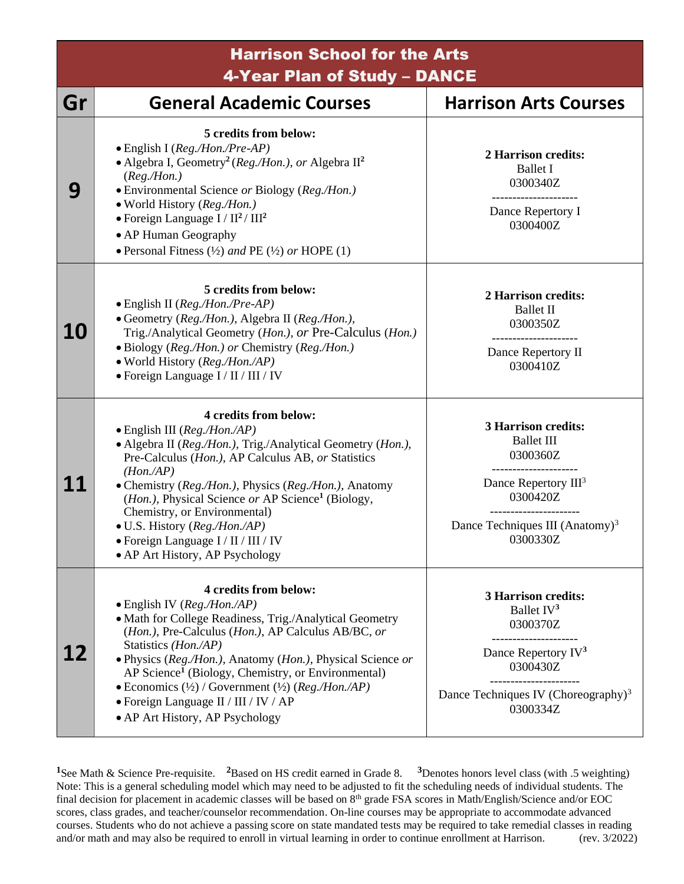# Harrison School for the Arts
## 4-Year Plan of Study – DANCE

| Gr | General Academic Courses | Harrison Arts Courses |
|---|---|---|
| **9** | **5 credits from below:**<br>• English I (*Reg./Hon./Pre-AP*)<br>• Algebra I, Geometry[2] (*Reg./Hon.*), *or* Algebra II[2] (*Reg./Hon.*)<br>• Environmental Science *or* Biology (*Reg./Hon.*)<br>• World History (*Reg./Hon.*)<br>• Foreign Language I / II[2] / III[2]<br>• AP Human Geography<br>• Personal Fitness (½) *and* PE (½) *or* HOPE (1) | **2 Harrison credits:**<br>Ballet I<br>0300340Z<br>---------------------<br>Dance Repertory I<br>0300400Z |
| **10** | **5 credits from below:**<br>• English II (*Reg./Hon./Pre-AP*)<br>• Geometry (*Reg./Hon.*), Algebra II (*Reg./Hon.*), Trig./Analytical Geometry (*Hon.*), *or* Pre-Calculus (*Hon.*)<br>• Biology (*Reg./Hon.*) *or* Chemistry (*Reg./Hon.*)<br>• World History (*Reg./Hon./AP*)<br>• Foreign Language I / II / III / IV | **2 Harrison credits:**<br>Ballet II<br>0300350Z<br>---------------------<br>Dance Repertory II<br>0300410Z |
| **11** | **4 credits from below:**<br>• English III (*Reg./Hon./AP*)<br>• Algebra II (*Reg./Hon.*), Trig./Analytical Geometry (*Hon.*), Pre-Calculus (*Hon.*), AP Calculus AB, *or* Statistics (*Hon./AP*)<br>• Chemistry (*Reg./Hon.*), Physics (*Reg./Hon.*), Anatomy (*Hon.*), Physical Science *or* AP Science[1] (Biology, Chemistry, or Environmental)<br>• U.S. History (*Reg./Hon./AP*)<br>• Foreign Language I / II / III / IV<br>• AP Art History, AP Psychology | **3 Harrison credits:**<br>Ballet III<br>0300360Z<br>---------------------<br>Dance Repertory III[3]<br>0300420Z<br>---------------------<br>Dance Techniques III (Anatomy)[3]<br>0300330Z |
| **12** | **4 credits from below:**<br>• English IV (*Reg./Hon./AP*)<br>• Math for College Readiness, Trig./Analytical Geometry (*Hon.*), Pre-Calculus (*Hon.*), AP Calculus AB/BC, *or* Statistics (*Hon./AP*)<br>• Physics (*Reg./Hon.*), Anatomy (*Hon.*), Physical Science *or* AP Science[1] (Biology, Chemistry, or Environmental)<br>• Economics (½) / Government (½) (*Reg./Hon./AP*)<br>• Foreign Language II / III / IV / AP<br>• AP Art History, AP Psychology | **3 Harrison credits:**<br>Ballet IV[3]<br>0300370Z<br>---------------------<br>Dance Repertory IV[3]<br>0300430Z<br>---------------------<br>Dance Techniques IV (Choreography)[3]<br>0300334Z |

[1]See Math & Science Pre-requisite. [2]Based on HS credit earned in Grade 8. [3]Denotes honors level class (with .5 weighting)
Note: This is a general scheduling model which may need to be adjusted to fit the scheduling needs of individual students. The final decision for placement in academic classes will be based on 8th grade FSA scores in Math/English/Science and/or EOC scores, class grades, and teacher/counselor recommendation. On-line courses may be appropriate to accommodate advanced courses. Students who do not achieve a passing score on state mandated tests may be required to take remedial classes in reading and/or math and may also be required to enroll in virtual learning in order to continue enrollment at Harrison. (rev. 3/2022)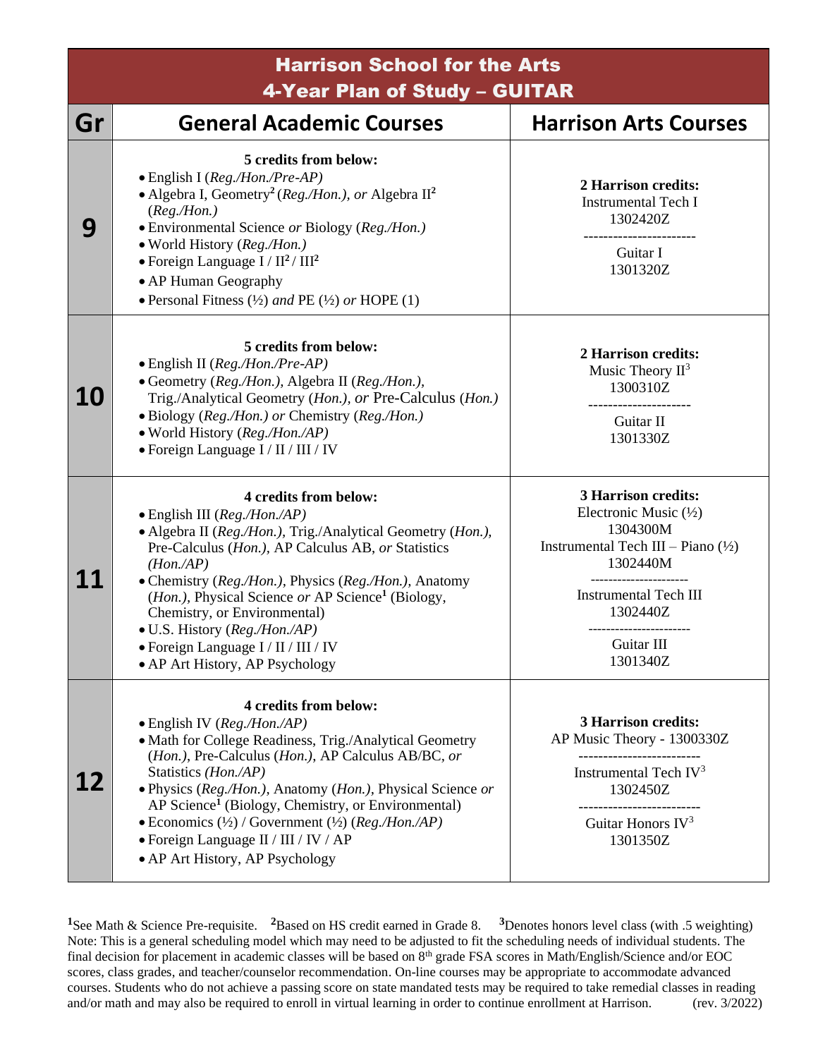# Harrison School for the Arts
## 4-Year Plan of Study – GUITAR

| Gr | General Academic Courses | Harrison Arts Courses |
|---|---|---|
| 9 | **5 credits from below:**<br>• English I (*Reg./Hon./Pre-AP*)<br>• Algebra I, Geometry[2] (*Reg./Hon.*), *or* Algebra II[2] (*Reg./Hon.*)<br>• Environmental Science *or* Biology (*Reg./Hon.*)<br>• World History (*Reg./Hon.*)<br>• Foreign Language I / II[2] / III[2]<br>• AP Human Geography<br>• Personal Fitness (½) *and* PE (½) *or* HOPE (1) | **2 Harrison credits:**<br>Instrumental Tech I<br>1302420Z<br>-----------------------<br>Guitar I<br>1301320Z |
| 10 | **5 credits from below:**<br>• English II (*Reg./Hon./Pre-AP*)<br>• Geometry (*Reg./Hon.*), Algebra II (*Reg./Hon.*), Trig./Analytical Geometry (*Hon.*), *or* Pre-Calculus (*Hon.*)<br>• Biology (*Reg./Hon.*) *or* Chemistry (*Reg./Hon.*)<br>• World History (*Reg./Hon./AP*)<br>• Foreign Language I / II / III / IV | **2 Harrison credits:**<br>Music Theory II[3]<br>1300310Z<br>---------------------<br>Guitar II<br>1301330Z |
| 11 | **4 credits from below:**<br>• English III (*Reg./Hon./AP*)<br>• Algebra II (*Reg./Hon.*), Trig./Analytical Geometry (*Hon.*), Pre-Calculus (*Hon.*), AP Calculus AB, *or* Statistics (*Hon./AP*)<br>• Chemistry (*Reg./Hon.*), Physics (*Reg./Hon.*), Anatomy (*Hon.*), Physical Science *or* AP Science[1] (Biology, Chemistry, or Environmental)<br>• U.S. History (*Reg./Hon./AP*)<br>• Foreign Language I / II / III / IV<br>• AP Art History, AP Psychology | **3 Harrison credits:**<br>Electronic Music (½)<br>1304300M<br>Instrumental Tech III – Piano (½)<br>1302440M<br>----------------------<br>Instrumental Tech III<br>1302440Z<br>----------------------<br>Guitar III<br>1301340Z |
| 12 | **4 credits from below:**<br>• English IV (*Reg./Hon./AP*)<br>• Math for College Readiness, Trig./Analytical Geometry (*Hon.*), Pre-Calculus (*Hon.*), AP Calculus AB/BC, *or* Statistics (*Hon./AP*)<br>• Physics (*Reg./Hon.*), Anatomy (*Hon.*), Physical Science *or* AP Science[1] (Biology, Chemistry, or Environmental)<br>• Economics (½) / Government (½) (*Reg./Hon./AP*)<br>• Foreign Language II / III / IV / AP<br>• AP Art History, AP Psychology | **3 Harrison credits:**<br>AP Music Theory - 1300330Z<br>------------------------<br>Instrumental Tech IV[3]<br>1302450Z<br>------------------------<br>Guitar Honors IV[3]<br>1301350Z |

[1]See Math & Science Pre-requisite. [2]Based on HS credit earned in Grade 8. [3]Denotes honors level class (with .5 weighting)
Note: This is a general scheduling model which may need to be adjusted to fit the scheduling needs of individual students. The final decision for placement in academic classes will be based on 8th grade FSA scores in Math/English/Science and/or EOC scores, class grades, and teacher/counselor recommendation. On-line courses may be appropriate to accommodate advanced courses. Students who do not achieve a passing score on state mandated tests may be required to take remedial classes in reading and/or math and may also be required to enroll in virtual learning in order to continue enrollment at Harrison. (rev. 3/2022)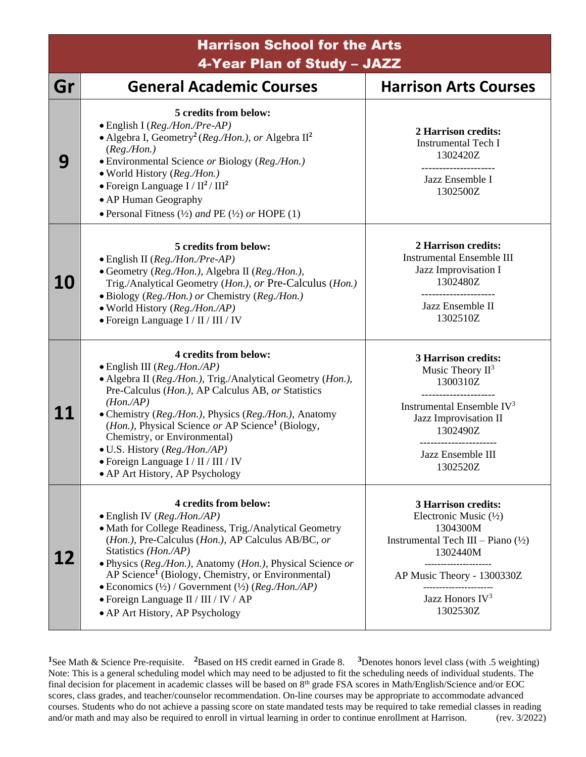# Harrison School for the Arts
## 4-Year Plan of Study – JAZZ

| Gr | General Academic Courses | Harrison Arts Courses |
|---|---|---|
| 9 | **5 credits from below:**<br>• English I (*Reg./Hon./Pre-AP*)<br>• Algebra I, Geometry[2] (*Reg./Hon.*), *or* Algebra II[2] (*Reg./Hon.*)<br>• Environmental Science *or* Biology (*Reg./Hon.*)<br>• World History (*Reg./Hon.*)<br>• Foreign Language I / II[2] / III[2]<br>• AP Human Geography<br>• Personal Fitness (½) *and* PE (½) *or* HOPE (1) | **2 Harrison credits:**<br>Instrumental Tech I<br>1302420Z<br>---------------------<br>Jazz Ensemble I<br>1302500Z |
| 10 | **5 credits from below:**<br>• English II (*Reg./Hon./Pre-AP*)<br>• Geometry (*Reg./Hon.*), Algebra II (*Reg./Hon.*), Trig./Analytical Geometry (*Hon.*), *or* Pre-Calculus (*Hon.*)<br>• Biology (*Reg./Hon.*) *or* Chemistry (*Reg./Hon.*)<br>• World History (*Reg./Hon./AP*)<br>• Foreign Language I / II / III / IV | **2 Harrison credits:**<br>Instrumental Ensemble III<br>Jazz Improvisation I<br>1302480Z<br>---------------------<br>Jazz Ensemble II<br>1302510Z |
| 11 | **4 credits from below:**<br>• English III (*Reg./Hon./AP*)<br>• Algebra II (*Reg./Hon.*), Trig./Analytical Geometry (*Hon.*), Pre-Calculus (*Hon.*), AP Calculus AB, *or* Statistics (*Hon./AP*)<br>• Chemistry (*Reg./Hon.*), Physics (*Reg./Hon.*), Anatomy (*Hon.*), Physical Science *or* AP Science[1] (Biology, Chemistry, or Environmental)<br>• U.S. History (*Reg./Hon./AP*)<br>• Foreign Language I / II / III / IV<br>• AP Art History, AP Psychology | **3 Harrison credits:**<br>Music Theory II[3]<br>1300310Z<br>---------------------<br>Instrumental Ensemble IV[3]<br>Jazz Improvisation II<br>1302490Z<br>----------------------<br>Jazz Ensemble III<br>1302520Z |
| 12 | **4 credits from below:**<br>• English IV (*Reg./Hon./AP*)<br>• Math for College Readiness, Trig./Analytical Geometry (*Hon.*), Pre-Calculus (*Hon.*), AP Calculus AB/BC, *or* Statistics (*Hon./AP*)<br>• Physics (*Reg./Hon.*), Anatomy (*Hon.*), Physical Science *or* AP Science[1] (Biology, Chemistry, or Environmental)<br>• Economics (½) / Government (½) (*Reg./Hon./AP*)<br>• Foreign Language II / III / IV / AP<br>• AP Art History, AP Psychology | **3 Harrison credits:**<br>Electronic Music (½)<br>1304300M<br>Instrumental Tech III – Piano (½)<br>1302440M<br>---------------------<br>AP Music Theory - 1300330Z<br>---------------------<br>Jazz Honors IV[3]<br>1302530Z |

[1]See Math & Science Pre-requisite. [2]Based on HS credit earned in Grade 8. [3]Denotes honors level class (with .5 weighting)

Note: This is a general scheduling model which may need to be adjusted to fit the scheduling needs of individual students. The final decision for placement in academic classes will be based on 8th grade FSA scores in Math/English/Science and/or EOC scores, class grades, and teacher/counselor recommendation. On-line courses may be appropriate to accommodate advanced courses. Students who do not achieve a passing score on state mandated tests may be required to take remedial classes in reading and/or math and may also be required to enroll in virtual learning in order to continue enrollment at Harrison. (rev. 3/2022)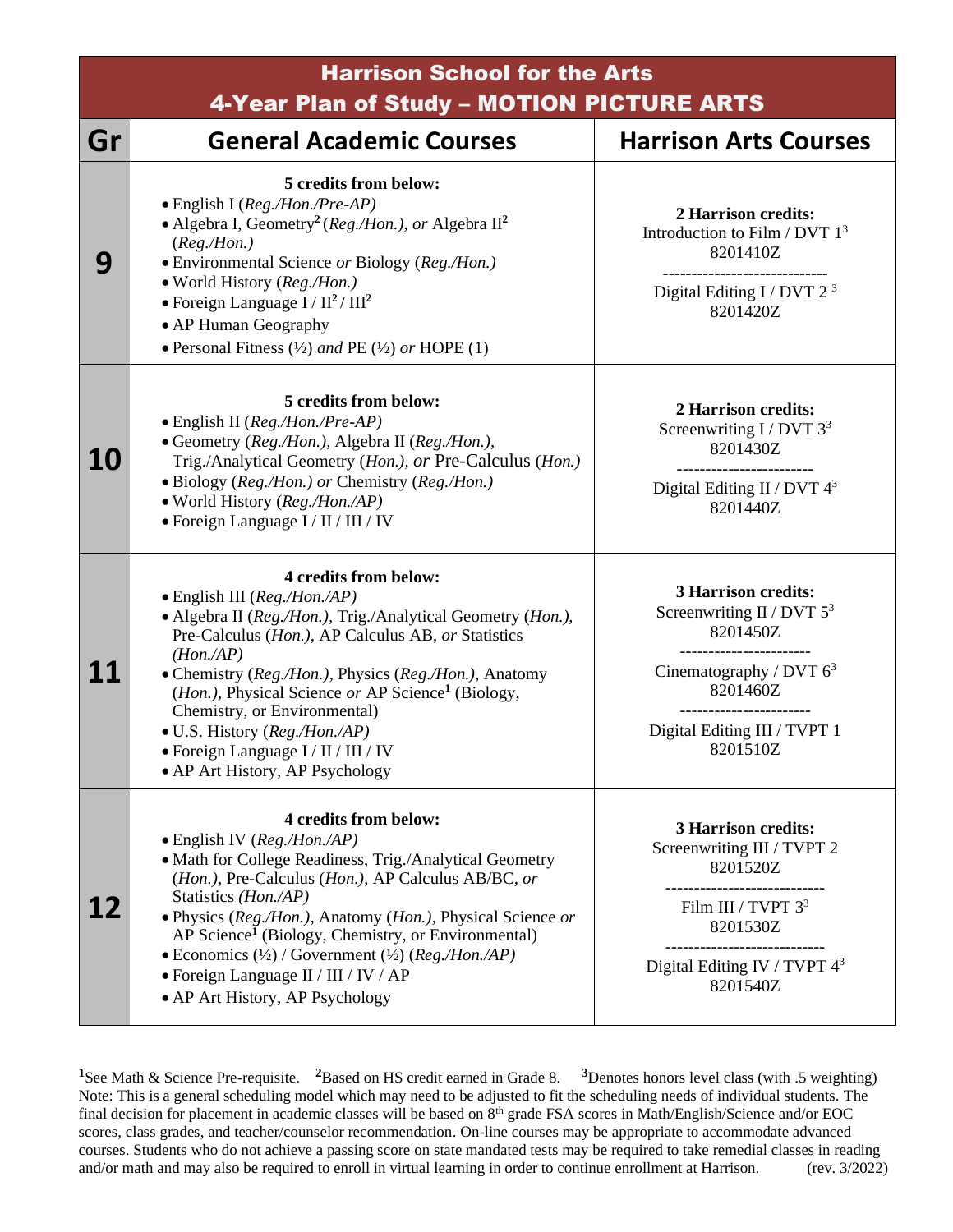# Harrison School for the Arts
## 4-Year Plan of Study – MOTION PICTURE ARTS

| Gr | General Academic Courses | Harrison Arts Courses |
|---|---|---|
| 9 | **5 credits from below:**<br>• English I (*Reg./Hon./Pre-AP*)<br>• Algebra I, Geometry[2] (*Reg./Hon.*), *or* Algebra II[2] (*Reg./Hon.*)<br>• Environmental Science *or* Biology (*Reg./Hon.*)<br>• World History (*Reg./Hon.*)<br>• Foreign Language I / II[2] / III[2]<br>• AP Human Geography<br>• Personal Fitness (½) *and* PE (½) *or* HOPE (1) | **2 Harrison credits:**<br>Introduction to Film / DVT 1[3]<br>8201410Z<br>-----------------------------<br>Digital Editing I / DVT 2[3]<br>8201420Z |
| 10 | **5 credits from below:**<br>• English II (*Reg./Hon./Pre-AP*)<br>• Geometry (*Reg./Hon.*), Algebra II (*Reg./Hon.*), Trig./Analytical Geometry (*Hon.*), *or* Pre-Calculus (*Hon.*)<br>• Biology (*Reg./Hon.*) *or* Chemistry (*Reg./Hon.*)<br>• World History (*Reg./Hon./AP*)<br>• Foreign Language I / II / III / IV | **2 Harrison credits:**<br>Screenwriting I / DVT 3[3]<br>8201430Z<br>------------------------<br>Digital Editing II / DVT 4[3]<br>8201440Z |
| 11 | **4 credits from below:**<br>• English III (*Reg./Hon./AP*)<br>• Algebra II (*Reg./Hon.*), Trig./Analytical Geometry (*Hon.*), Pre-Calculus (*Hon.*), AP Calculus AB, *or* Statistics (*Hon./AP*)<br>• Chemistry (*Reg./Hon.*), Physics (*Reg./Hon.*), Anatomy (*Hon.*), Physical Science *or* AP Science[1] (Biology, Chemistry, or Environmental)<br>• U.S. History (*Reg./Hon./AP*)<br>• Foreign Language I / II / III / IV<br>• AP Art History, AP Psychology | **3 Harrison credits:**<br>Screenwriting II / DVT 5[3]<br>8201450Z<br>----------------------<br>Cinematography / DVT 6[3]<br>8201460Z<br>----------------------<br>Digital Editing III / TVPT 1<br>8201510Z |
| 12 | **4 credits from below:**<br>• English IV (*Reg./Hon./AP*)<br>• Math for College Readiness, Trig./Analytical Geometry (*Hon.*), Pre-Calculus (*Hon.*), AP Calculus AB/BC, *or* Statistics (*Hon./AP*)<br>• Physics (*Reg./Hon.*), Anatomy (*Hon.*), Physical Science *or* AP Science[1] (Biology, Chemistry, or Environmental)<br>• Economics (½) / Government (½) (*Reg./Hon./AP*)<br>• Foreign Language II / III / IV / AP<br>• AP Art History, AP Psychology | **3 Harrison credits:**<br>Screenwriting III / TVPT 2<br>8201520Z<br>----------------------------<br>Film III / TVPT 3[3]<br>8201530Z<br>----------------------------<br>Digital Editing IV / TVPT 4[3]<br>8201540Z |

[1]See Math & Science Pre-requisite. [2]Based on HS credit earned in Grade 8. [3]Denotes honors level class (with .5 weighting)
Note: This is a general scheduling model which may need to be adjusted to fit the scheduling needs of individual students. The final decision for placement in academic classes will be based on 8th grade FSA scores in Math/English/Science and/or EOC scores, class grades, and teacher/counselor recommendation. On-line courses may be appropriate to accommodate advanced courses. Students who do not achieve a passing score on state mandated tests may be required to take remedial classes in reading and/or math and may also be required to enroll in virtual learning in order to continue enrollment at Harrison. (rev. 3/2022)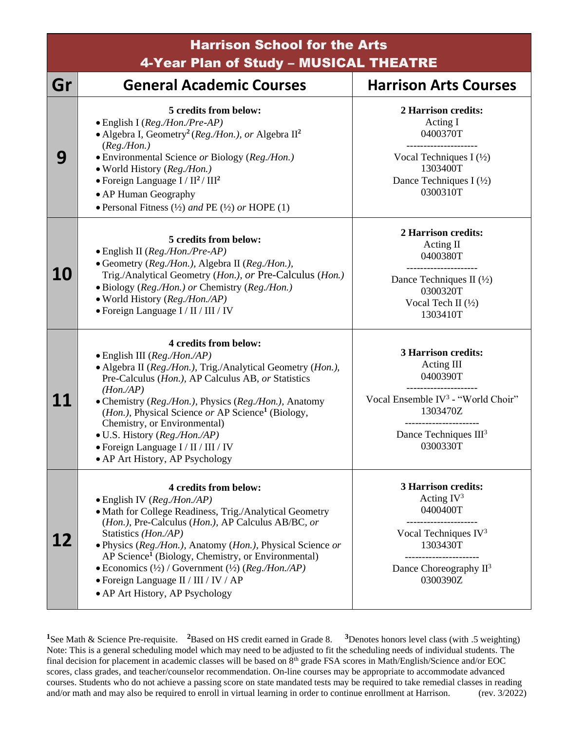# Harrison School for the Arts
## 4-Year Plan of Study – MUSICAL THEATRE

| Gr | General Academic Courses | Harrison Arts Courses |
|---|---|---|
| 9 | **5 credits from below:**<br>• English I (*Reg./Hon./Pre-AP*)<br>• Algebra I, Geometry[2] (*Reg./Hon.), or* Algebra II[2] (*Reg./Hon.)*<br>• Environmental Science *or* Biology (*Reg./Hon.)*<br>• World History (*Reg./Hon.)*<br>• Foreign Language I / II[2] / III[2]<br>• AP Human Geography<br>• Personal Fitness (½) *and* PE (½) *or* HOPE (1) | **2 Harrison credits:**<br>Acting I<br>0400370T<br>---------------------<br>Vocal Techniques I (½)<br>1303400T<br>Dance Techniques I (½)<br>0300310T |
| 10 | **5 credits from below:**<br>• English II (*Reg./Hon./Pre-AP)*<br>• Geometry (*Reg./Hon.),* Algebra II (*Reg./Hon.),* Trig./Analytical Geometry (*Hon.), or* Pre-Calculus (*Hon.)*<br>• Biology (*Reg./Hon.) or* Chemistry (*Reg./Hon.)*<br>• World History (*Reg./Hon./AP)*<br>• Foreign Language I / II / III / IV | **2 Harrison credits:**<br>Acting II<br>0400380T<br>---------------------<br>Dance Techniques II (½)<br>0300320T<br>Vocal Tech II (½)<br>1303410T |
| 11 | **4 credits from below:**<br>• English III (*Reg./Hon./AP)*<br>• Algebra II (*Reg./Hon.),* Trig./Analytical Geometry (*Hon.),* Pre-Calculus (*Hon.),* AP Calculus AB, *or* Statistics (*Hon./AP)*<br>• Chemistry (*Reg./Hon.),* Physics (*Reg./Hon.),* Anatomy (*Hon.),* Physical Science *or* AP Science[1] (Biology, Chemistry, or Environmental)<br>• U.S. History (*Reg./Hon./AP)*<br>• Foreign Language I / II / III / IV<br>• AP Art History, AP Psychology | **3 Harrison credits:**<br>Acting III<br>0400390T<br>---------------------<br>Vocal Ensemble IV[3] - "World Choir"<br>1303470Z<br>---------------------<br>Dance Techniques III[3]<br>0300330T |
| 12 | **4 credits from below:**<br>• English IV (*Reg./Hon./AP)*<br>• Math for College Readiness, Trig./Analytical Geometry (*Hon.),* Pre-Calculus (*Hon.),* AP Calculus AB/BC, *or* Statistics *(Hon./AP)*<br>• Physics (*Reg./Hon.),* Anatomy (*Hon.),* Physical Science *or* AP Science[1] (Biology, Chemistry, or Environmental)<br>• Economics (½) / Government (½) (*Reg./Hon./AP)*<br>• Foreign Language II / III / IV / AP<br>• AP Art History, AP Psychology | **3 Harrison credits:**<br>Acting IV[3]<br>0400400T<br>---------------------<br>Vocal Techniques IV[3]<br>1303430T<br>---------------------<br>Dance Choreography II[3]<br>0300390Z |

[1]See Math & Science Pre-requisite. [2]Based on HS credit earned in Grade 8. [3]Denotes honors level class (with .5 weighting)
Note: This is a general scheduling model which may need to be adjusted to fit the scheduling needs of individual students. The final decision for placement in academic classes will be based on 8th grade FSA scores in Math/English/Science and/or EOC scores, class grades, and teacher/counselor recommendation. On-line courses may be appropriate to accommodate advanced courses. Students who do not achieve a passing score on state mandated tests may be required to take remedial classes in reading and/or math and may also be required to enroll in virtual learning in order to continue enrollment at Harrison. (rev. 3/2022)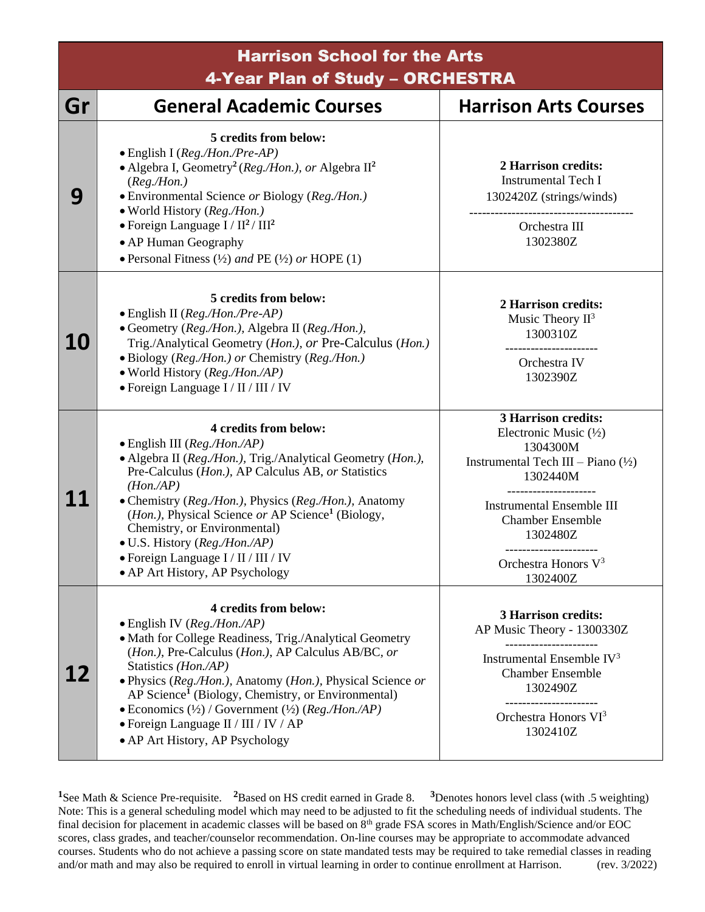# Harrison School for the Arts
## 4-Year Plan of Study – ORCHESTRA

| Gr | General Academic Courses | Harrison Arts Courses |
|---|---|---|
| 9 | **5 credits from below:**<br>• English I (*Reg./Hon./Pre-AP*)<br>• Algebra I, Geometry[2] (*Reg./Hon.), or* Algebra II[2] (*Reg./Hon.)*<br>• Environmental Science *or* Biology (*Reg./Hon.)*<br>• World History (*Reg./Hon.)*<br>• Foreign Language I / II[2] / III[2]<br>• AP Human Geography<br>• Personal Fitness (½) *and* PE (½) *or* HOPE (1) | **2 Harrison credits:**<br>Instrumental Tech I<br>1302420Z (strings/winds)<br>---------------------------------------<br>Orchestra III<br>1302380Z |
| 10 | **5 credits from below:**<br>• English II (*Reg./Hon./Pre-AP)*<br>• Geometry (*Reg./Hon.),* Algebra II (*Reg./Hon.),* Trig./Analytical Geometry (*Hon.), or* Pre-Calculus (*Hon.)*<br>• Biology (*Reg./Hon.) or* Chemistry (*Reg./Hon.)*<br>• World History (*Reg./Hon./AP)*<br>• Foreign Language I / II / III / IV | **2 Harrison credits:**<br>Music Theory II[3]<br>1300310Z<br>----------------------<br>Orchestra IV<br>1302390Z |
| 11 | **4 credits from below:**<br>• English III (*Reg./Hon./AP)*<br>• Algebra II (*Reg./Hon.),* Trig./Analytical Geometry (*Hon.),* Pre-Calculus (*Hon.),* AP Calculus AB, *or* Statistics (*Hon./AP)*<br>• Chemistry (*Reg./Hon.),* Physics (*Reg./Hon.),* Anatomy (*Hon.),* Physical Science *or* AP Science[1] (Biology, Chemistry, or Environmental)<br>• U.S. History (*Reg./Hon./AP)*<br>• Foreign Language I / II / III / IV<br>• AP Art History, AP Psychology | **3 Harrison credits:**<br>Electronic Music (½)<br>1304300M<br>Instrumental Tech III – Piano (½)<br>1302440M<br>---------------------<br>Instrumental Ensemble III<br>Chamber Ensemble<br>1302480Z<br>----------------------<br>Orchestra Honors V[3]<br>1302400Z |
| 12 | **4 credits from below:**<br>• English IV (*Reg./Hon./AP)*<br>• Math for College Readiness, Trig./Analytical Geometry (*Hon.),* Pre-Calculus (*Hon.),* AP Calculus AB/BC, *or* Statistics *(Hon./AP)*<br>• Physics (*Reg./Hon.),* Anatomy (*Hon.),* Physical Science *or* AP Science[1] (Biology, Chemistry, or Environmental)<br>• Economics (½) / Government (½) (*Reg./Hon./AP)*<br>• Foreign Language II / III / IV / AP<br>• AP Art History, AP Psychology | **3 Harrison credits:**<br>AP Music Theory - 1300330Z<br>----------------------<br>Instrumental Ensemble IV[3]<br>Chamber Ensemble<br>1302490Z<br>----------------------<br>Orchestra Honors VI[3]<br>1302410Z |

[1]See Math & Science Pre-requisite. [2]Based on HS credit earned in Grade 8. [3]Denotes honors level class (with .5 weighting)
Note: This is a general scheduling model which may need to be adjusted to fit the scheduling needs of individual students. The final decision for placement in academic classes will be based on 8th grade FSA scores in Math/English/Science and/or EOC scores, class grades, and teacher/counselor recommendation. On-line courses may be appropriate to accommodate advanced courses. Students who do not achieve a passing score on state mandated tests may be required to take remedial classes in reading and/or math and may also be required to enroll in virtual learning in order to continue enrollment at Harrison. (rev. 3/2022)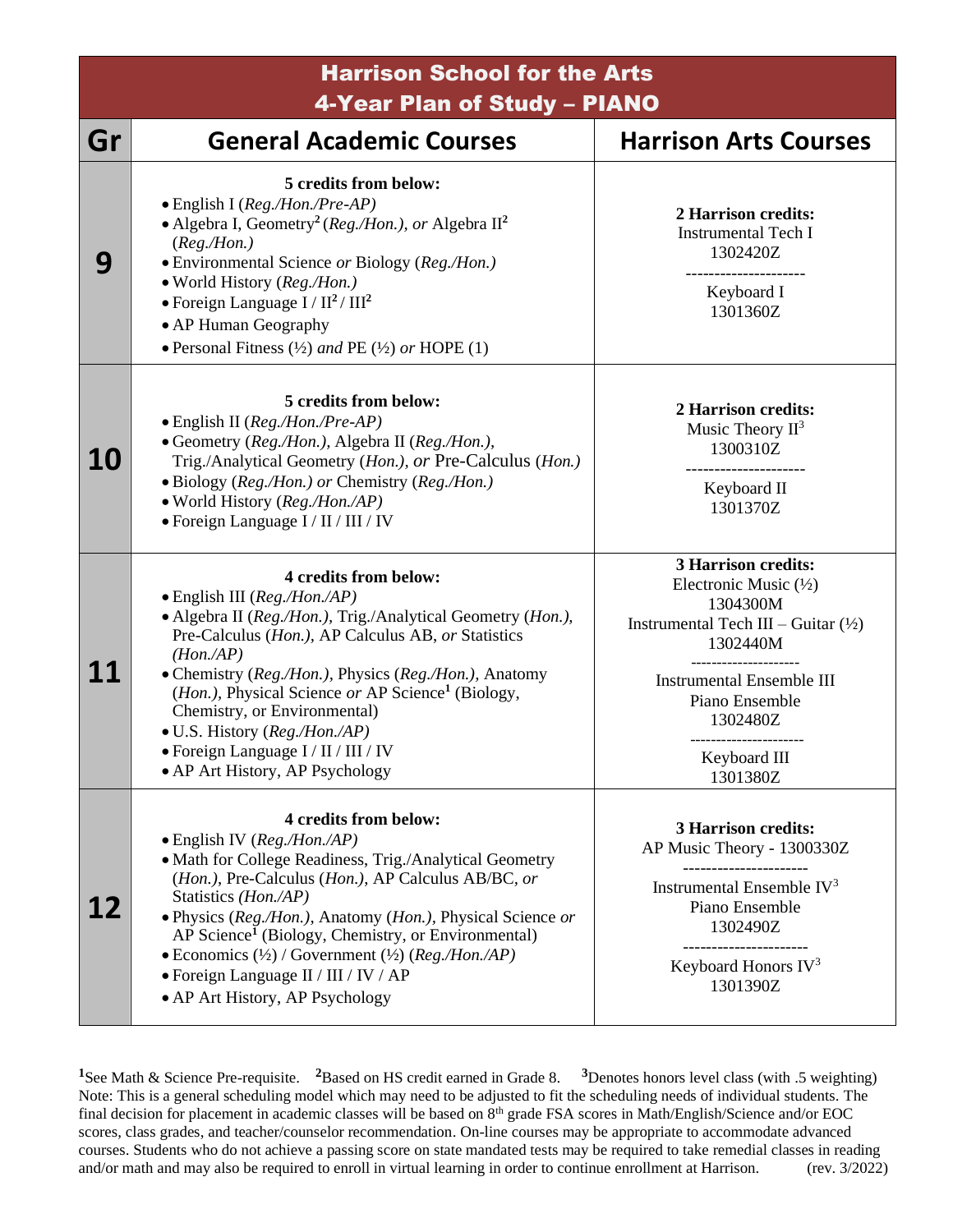# Harrison School for the Arts
## 4-Year Plan of Study – PIANO

| Gr | General Academic Courses | Harrison Arts Courses |
|---|---|---|
| **9** | **5 credits from below:**<br>• English I (*Reg./Hon./Pre-AP*)<br>• Algebra I, Geometry[2] (*Reg./Hon.*), *or* Algebra II[2] (*Reg./Hon.*)<br>• Environmental Science *or* Biology (*Reg./Hon.*)<br>• World History (*Reg./Hon.*)<br>• Foreign Language I / II[2] / III[2]<br>• AP Human Geography<br>• Personal Fitness (½) *and* PE (½) *or* HOPE (1) | **2 Harrison credits:**<br>Instrumental Tech I<br>1302420Z<br>---------------------<br>Keyboard I<br>1301360Z |
| **10** | **5 credits from below:**<br>• English II (*Reg./Hon./Pre-AP*)<br>• Geometry (*Reg./Hon.*), Algebra II (*Reg./Hon.*), Trig./Analytical Geometry (*Hon.*), *or* Pre-Calculus (*Hon.*)<br>• Biology (*Reg./Hon.*) *or* Chemistry (*Reg./Hon.*)<br>• World History (*Reg./Hon./AP*)<br>• Foreign Language I / II / III / IV | **2 Harrison credits:**<br>Music Theory II[3]<br>1300310Z<br>---------------------<br>Keyboard II<br>1301370Z |
| **11** | **4 credits from below:**<br>• English III (*Reg./Hon./AP*)<br>• Algebra II (*Reg./Hon.*), Trig./Analytical Geometry (*Hon.*), Pre-Calculus (*Hon.*), AP Calculus AB, *or* Statistics (*Hon./AP*)<br>• Chemistry (*Reg./Hon.*), Physics (*Reg./Hon.*), Anatomy (*Hon.*), Physical Science *or* AP Science[1] (Biology, Chemistry, or Environmental)<br>• U.S. History (*Reg./Hon./AP*)<br>• Foreign Language I / II / III / IV<br>• AP Art History, AP Psychology | **3 Harrison credits:**<br>Electronic Music (½)<br>1304300M<br>Instrumental Tech III – Guitar (½)<br>1302440M<br>---------------------<br>Instrumental Ensemble III<br>Piano Ensemble<br>1302480Z<br>---------------------<br>Keyboard III<br>1301380Z |
| **12** | **4 credits from below:**<br>• English IV (*Reg./Hon./AP*)<br>• Math for College Readiness, Trig./Analytical Geometry (*Hon.*), Pre-Calculus (*Hon.*), AP Calculus AB/BC, *or* Statistics (*Hon./AP*)<br>• Physics (*Reg./Hon.*), Anatomy (*Hon.*), Physical Science *or* AP Science[1] (Biology, Chemistry, or Environmental)<br>• Economics (½) / Government (½) (*Reg./Hon./AP*)<br>• Foreign Language II / III / IV / AP<br>• AP Art History, AP Psychology | **3 Harrison credits:**<br>AP Music Theory - 1300330Z<br>---------------------<br>Instrumental Ensemble IV[3]<br>Piano Ensemble<br>1302490Z<br>---------------------<br>Keyboard Honors IV[3]<br>1301390Z |

[1]See Math & Science Pre-requisite. [2]Based on HS credit earned in Grade 8. [3]Denotes honors level class (with .5 weighting)
Note: This is a general scheduling model which may need to be adjusted to fit the scheduling needs of individual students. The final decision for placement in academic classes will be based on 8th grade FSA scores in Math/English/Science and/or EOC scores, class grades, and teacher/counselor recommendation. On-line courses may be appropriate to accommodate advanced courses. Students who do not achieve a passing score on state mandated tests may be required to take remedial classes in reading and/or math and may also be required to enroll in virtual learning in order to continue enrollment at Harrison. (rev. 3/2022)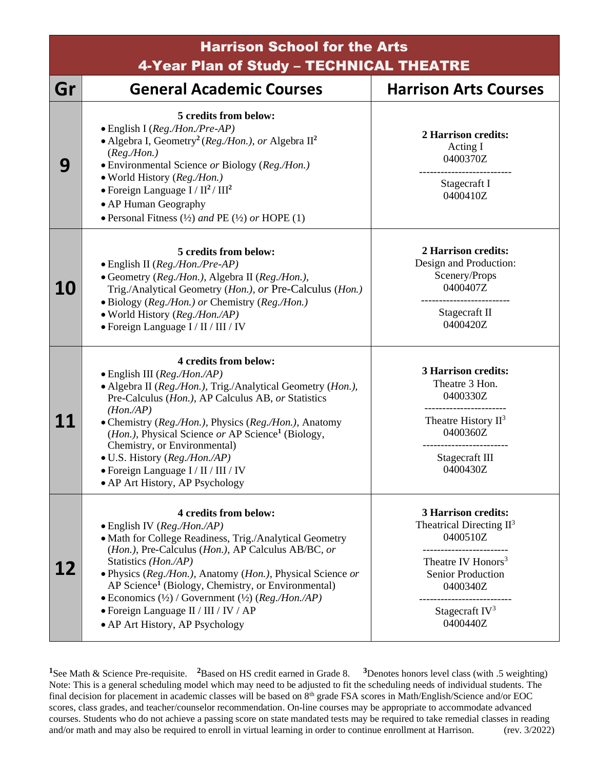# Harrison School for the Arts
## 4-Year Plan of Study – TECHNICAL THEATRE

| Gr | General Academic Courses | Harrison Arts Courses |
|---|---|---|
| 9 | **5 credits from below:**<br>• English I (*Reg./Hon./Pre-AP*)<br>• Algebra I, Geometry[2] (*Reg./Hon.), or* Algebra II[2] (*Reg./Hon.)*<br>• Environmental Science *or* Biology (*Reg./Hon.)*<br>• World History (*Reg./Hon.)*<br>• Foreign Language I / II[2] / III[2]<br>• AP Human Geography<br>• Personal Fitness (½) *and* PE (½) *or* HOPE (1) | **2 Harrison credits:**<br>Acting I<br>0400370Z<br>--------------------------<br>Stagecraft I<br>0400410Z |
| 10 | **5 credits from below:**<br>• English II (*Reg./Hon./Pre-AP)*<br>• Geometry (*Reg./Hon.),* Algebra II (*Reg./Hon.),* Trig./Analytical Geometry (*Hon.), or* Pre-Calculus (*Hon.)*<br>• Biology (*Reg./Hon.) or* Chemistry (*Reg./Hon.)*<br>• World History (*Reg./Hon./AP)*<br>• Foreign Language I / II / III / IV | **2 Harrison credits:**<br>Design and Production: Scenery/Props<br>0400407Z<br>------------------------<br>Stagecraft II<br>0400420Z |
| 11 | **4 credits from below:**<br>• English III (*Reg./Hon./AP)*<br>• Algebra II (*Reg./Hon.),* Trig./Analytical Geometry (*Hon.),* Pre-Calculus (*Hon.),* AP Calculus AB, *or* Statistics (*Hon./AP)*<br>• Chemistry (*Reg./Hon.),* Physics (*Reg./Hon.),* Anatomy (*Hon.),* Physical Science *or* AP Science[1] (Biology, Chemistry, or Environmental)<br>• U.S. History (*Reg./Hon./AP)*<br>• Foreign Language I / II / III / IV<br>• AP Art History, AP Psychology | **3 Harrison credits:**<br>Theatre 3 Hon.<br>0400330Z<br>-----------------------<br>Theatre History II[3]<br>0400360Z<br>------------------------<br>Stagecraft III<br>0400430Z |
| 12 | **4 credits from below:**<br>• English IV (*Reg./Hon./AP)*<br>• Math for College Readiness, Trig./Analytical Geometry (*Hon.),* Pre-Calculus (*Hon.),* AP Calculus AB/BC, *or* Statistics *(Hon./AP)*<br>• Physics (*Reg./Hon.),* Anatomy (*Hon.),* Physical Science *or* AP Science[1] (Biology, Chemistry, or Environmental)<br>• Economics (½) / Government (½) (*Reg./Hon./AP)*<br>• Foreign Language II / III / IV / AP<br>• AP Art History, AP Psychology | **3 Harrison credits:**<br>Theatrical Directing II[3]<br>0400510Z<br>------------------------<br>Theatre IV Honors[3]<br>Senior Production<br>0400340Z<br>--------------------------<br>Stagecraft IV[3]<br>0400440Z |

[1]See Math & Science Pre-requisite. [2]Based on HS credit earned in Grade 8. [3]Denotes honors level class (with .5 weighting)
Note: This is a general scheduling model which may need to be adjusted to fit the scheduling needs of individual students. The final decision for placement in academic classes will be based on 8th grade FSA scores in Math/English/Science and/or EOC scores, class grades, and teacher/counselor recommendation. On-line courses may be appropriate to accommodate advanced courses. Students who do not achieve a passing score on state mandated tests may be required to take remedial classes in reading and/or math and may also be required to enroll in virtual learning in order to continue enrollment at Harrison. (rev. 3/2022)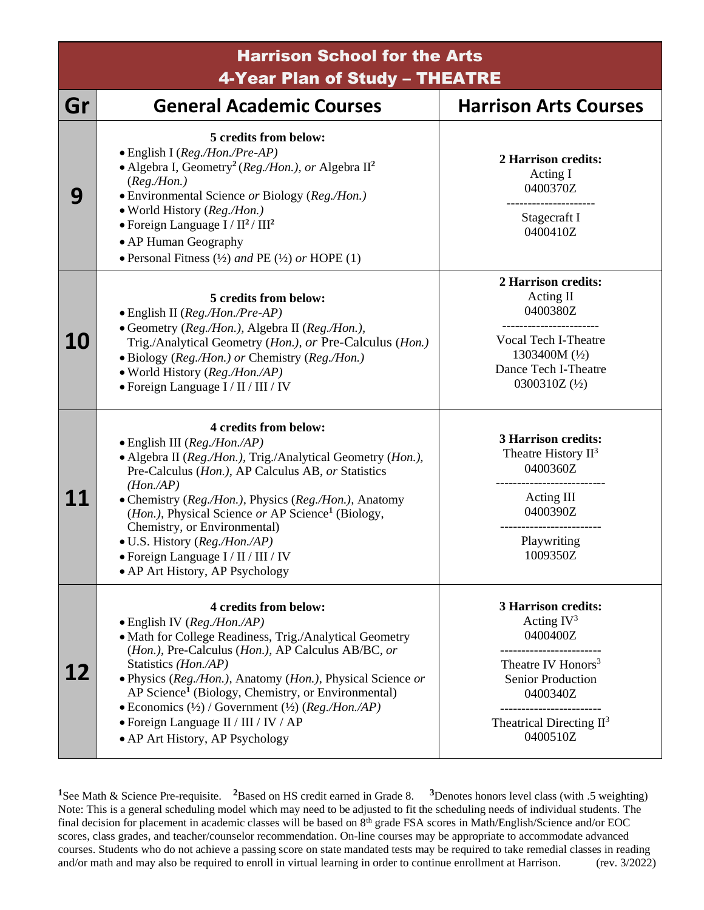# Harrison School for the Arts
## 4-Year Plan of Study – THEATRE

| Gr | General Academic Courses | Harrison Arts Courses |
|---|---|---|
| 9 | **5 credits from below:**<br>• English I (*Reg./Hon./Pre-AP*)<br>• Algebra I, Geometry[2] (*Reg./Hon.*), *or* Algebra II[2] (*Reg./Hon.*)<br>• Environmental Science *or* Biology (*Reg./Hon.*)<br>• World History (*Reg./Hon.*)<br>• Foreign Language I / II[2] / III[2]<br>• AP Human Geography<br>• Personal Fitness (½) *and* PE (½) *or* HOPE (1) | **2 Harrison credits:**<br>Acting I<br>0400370Z<br>---------------------<br>Stagecraft I<br>0400410Z |
| 10 | **5 credits from below:**<br>• English II (*Reg./Hon./Pre-AP*)<br>• Geometry (*Reg./Hon.*), Algebra II (*Reg./Hon.*), Trig./Analytical Geometry (*Hon.*), *or* Pre-Calculus (*Hon.*)<br>• Biology (*Reg./Hon.*) *or* Chemistry (*Reg./Hon.*)<br>• World History (*Reg./Hon./AP*)<br>• Foreign Language I / II / III / IV | **2 Harrison credits:**<br>Acting II<br>0400380Z<br>---------------------<br>Vocal Tech I-Theatre<br>1303400M (½)<br>Dance Tech I-Theatre<br>0300310Z (½) |
| 11 | **4 credits from below:**<br>• English III (*Reg./Hon./AP*)<br>• Algebra II (*Reg./Hon.*), Trig./Analytical Geometry (*Hon.*), Pre-Calculus (*Hon.*), AP Calculus AB, *or* Statistics (*Hon./AP*)<br>• Chemistry (*Reg./Hon.*), Physics (*Reg./Hon.*), Anatomy (*Hon.*), Physical Science *or* AP Science[1] (Biology, Chemistry, or Environmental)<br>• U.S. History (*Reg./Hon./AP*)<br>• Foreign Language I / II / III / IV<br>• AP Art History, AP Psychology | **3 Harrison credits:**<br>Theatre History II[3]<br>0400360Z<br>---------------------<br>Acting III<br>0400390Z<br>---------------------<br>Playwriting<br>1009350Z |
| 12 | **4 credits from below:**<br>• English IV (*Reg./Hon./AP*)<br>• Math for College Readiness, Trig./Analytical Geometry (*Hon.*), Pre-Calculus (*Hon.*), AP Calculus AB/BC, *or* Statistics (*Hon./AP*)<br>• Physics (*Reg./Hon.*), Anatomy (*Hon.*), Physical Science *or* AP Science[1] (Biology, Chemistry, or Environmental)<br>• Economics (½) / Government (½) (*Reg./Hon./AP*)<br>• Foreign Language II / III / IV / AP<br>• AP Art History, AP Psychology | **3 Harrison credits:**<br>Acting IV[3]<br>0400400Z<br>---------------------<br>Theatre IV Honors[3]<br>Senior Production<br>0400340Z<br>---------------------<br>Theatrical Directing II[3]<br>0400510Z |

[1]See Math & Science Pre-requisite. [2]Based on HS credit earned in Grade 8. [3]Denotes honors level class (with .5 weighting)
Note: This is a general scheduling model which may need to be adjusted to fit the scheduling needs of individual students. The final decision for placement in academic classes will be based on 8th grade FSA scores in Math/English/Science and/or EOC scores, class grades, and teacher/counselor recommendation. On-line courses may be appropriate to accommodate advanced courses. Students who do not achieve a passing score on state mandated tests may be required to take remedial classes in reading and/or math and may also be required to enroll in virtual learning in order to continue enrollment at Harrison. (rev. 3/2022)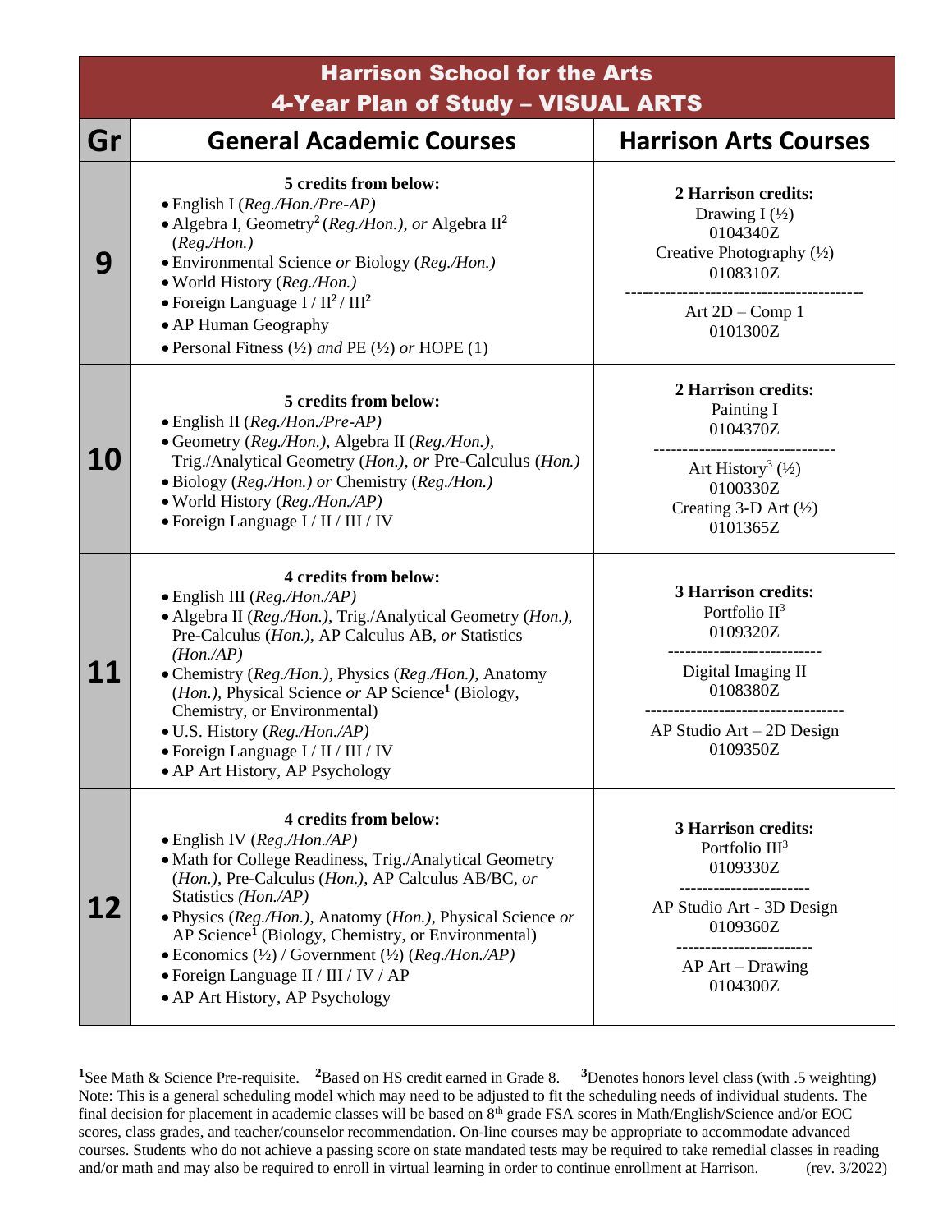# Harrison School for the Arts
## 4-Year Plan of Study – VISUAL ARTS

| Gr | General Academic Courses | Harrison Arts Courses |
|---|---|---|
| 9 | **5 credits from below:**<br>• English I (*Reg./Hon./Pre-AP*)<br>• Algebra I, Geometry[2] (*Reg./Hon.*), *or* Algebra II[2] (*Reg./Hon.*)<br>• Environmental Science *or* Biology (*Reg./Hon.*)<br>• World History (*Reg./Hon.*)<br>• Foreign Language I / II[2] / III[2]<br>• AP Human Geography<br>• Personal Fitness (½) *and* PE (½) *or* HOPE (1) | **2 Harrison credits:**<br>Drawing I (½)<br>0104340Z<br>Creative Photography (½)<br>0108310Z<br>------------------------------------------<br>Art 2D – Comp 1<br>0101300Z |
| 10 | **5 credits from below:**<br>• English II (*Reg./Hon./Pre-AP*)<br>• Geometry (*Reg./Hon.*), Algebra II (*Reg./Hon.*), Trig./Analytical Geometry (*Hon.*), *or* Pre-Calculus (*Hon.*)<br>• Biology (*Reg./Hon.*) *or* Chemistry (*Reg./Hon.*)<br>• World History (*Reg./Hon./AP*)<br>• Foreign Language I / II / III / IV | **2 Harrison credits:**<br>Painting I<br>0104370Z<br>--------------------------------<br>Art History[3] (½)<br>0100330Z<br>Creating 3-D Art (½)<br>0101365Z |
| 11 | **4 credits from below:**<br>• English III (*Reg./Hon./AP*)<br>• Algebra II (*Reg./Hon.*), Trig./Analytical Geometry (*Hon.*), Pre-Calculus (*Hon.*), AP Calculus AB, *or* Statistics (*Hon./AP*)<br>• Chemistry (*Reg./Hon.*), Physics (*Reg./Hon.*), Anatomy (*Hon.*), Physical Science *or* AP Science[1] (Biology, Chemistry, or Environmental)<br>• U.S. History (*Reg./Hon./AP*)<br>• Foreign Language I / II / III / IV<br>• AP Art History, AP Psychology | **3 Harrison credits:**<br>Portfolio II[3]<br>0109320Z<br>---------------------------<br>Digital Imaging II<br>0108380Z<br>-----------------------------------<br>AP Studio Art – 2D Design<br>0109350Z |
| 12 | **4 credits from below:**<br>• English IV (*Reg./Hon./AP*)<br>• Math for College Readiness, Trig./Analytical Geometry (*Hon.*), Pre-Calculus (*Hon.*), AP Calculus AB/BC, *or* Statistics (*Hon./AP*)<br>• Physics (*Reg./Hon.*), Anatomy (*Hon.*), Physical Science *or* AP Science[1] (Biology, Chemistry, or Environmental)<br>• Economics (½) / Government (½) (*Reg./Hon./AP*)<br>• Foreign Language II / III / IV / AP<br>• AP Art History, AP Psychology | **3 Harrison credits:**<br>Portfolio III[3]<br>0109330Z<br>----------------------<br>AP Studio Art - 3D Design<br>0109360Z<br>------------------------<br>AP Art – Drawing<br>0104300Z |

[1]See Math & Science Pre-requisite. [2]Based on HS credit earned in Grade 8. [3]Denotes honors level class (with .5 weighting)

Note: This is a general scheduling model which may need to be adjusted to fit the scheduling needs of individual students. The final decision for placement in academic classes will be based on 8th grade FSA scores in Math/English/Science and/or EOC scores, class grades, and teacher/counselor recommendation. On-line courses may be appropriate to accommodate advanced courses. Students who do not achieve a passing score on state mandated tests may be required to take remedial classes in reading and/or math and may also be required to enroll in virtual learning in order to continue enrollment at Harrison. (rev. 3/2022)